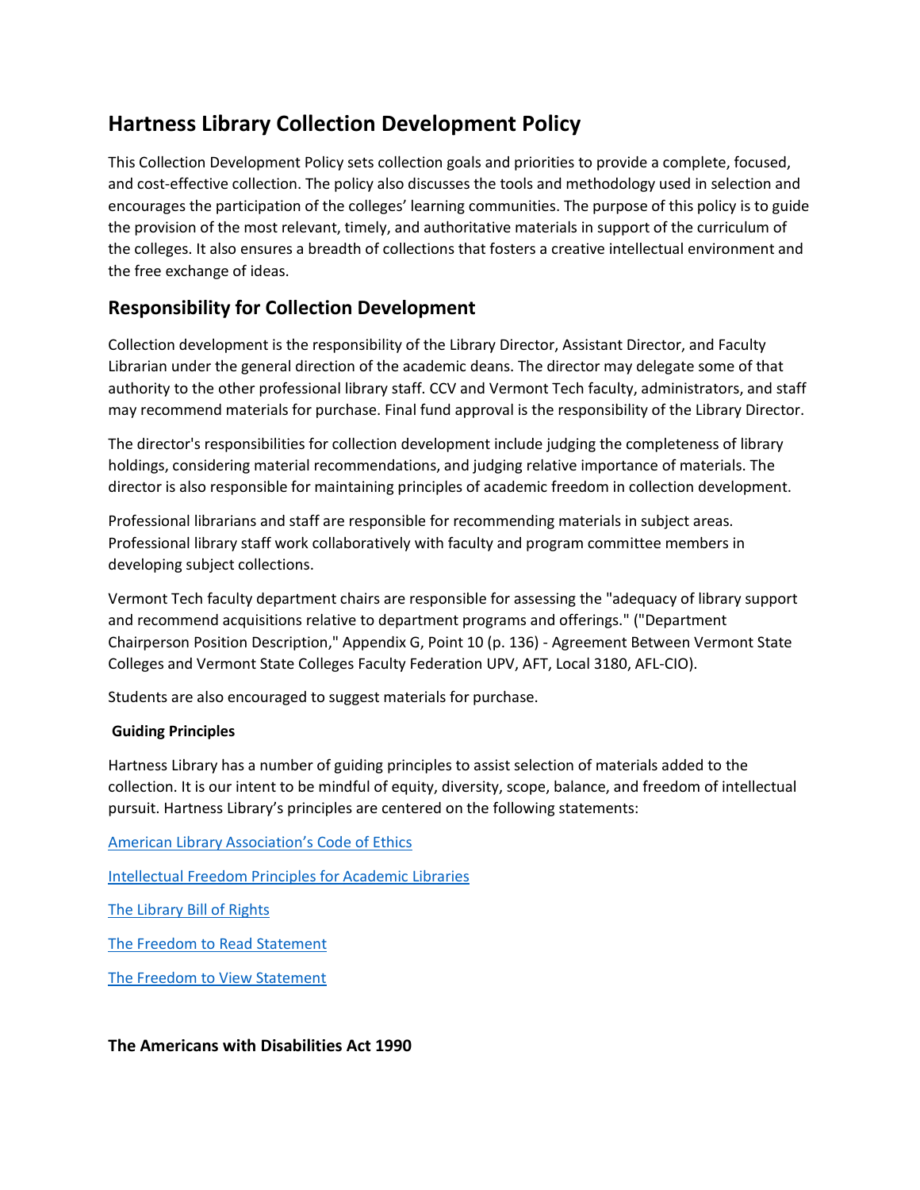# Hartness Library Collection Development Policy

This Collection Development Policy sets collection goals and priorities to provide a complete, focused, and cost-effective collection. The policy also discusses the tools and methodology used in selection and encourages the participation of the colleges' learning communities. The purpose of this policy is to guide the provision of the most relevant, timely, and authoritative materials in support of the curriculum of the colleges. It also ensures a breadth of collections that fosters a creative intellectual environment and the free exchange of ideas.

## Responsibility for Collection Development

Collection development is the responsibility of the Library Director, Assistant Director, and Faculty Librarian under the general direction of the academic deans. The director may delegate some of that authority to the other professional library staff. CCV and Vermont Tech faculty, administrators, and staff may recommend materials for purchase. Final fund approval is the responsibility of the Library Director.

The director's responsibilities for collection development include judging the completeness of library holdings, considering material recommendations, and judging relative importance of materials. The director is also responsible for maintaining principles of academic freedom in collection development.

Professional librarians and staff are responsible for recommending materials in subject areas. Professional library staff work collaboratively with faculty and program committee members in developing subject collections.

Vermont Tech faculty department chairs are responsible for assessing the "adequacy of library support and recommend acquisitions relative to department programs and offerings." ("Department Chairperson Position Description," Appendix G, Point 10 (p. 136) - Agreement Between Vermont State Colleges and Vermont State Colleges Faculty Federation UPV, AFT, Local 3180, AFL-CIO).

Students are also encouraged to suggest materials for purchase.

**Guiding Principles**

Hartness Library has a number of guiding principles to assist selection of materials added to the collection. It is our intent to be mindful of equity, diversity, scope, balance, and freedom of intellectual pursuit. Hartness Library's principles are centered on the following statements:

American Library Association's Code of Ethics

Intellectual Freedom Principles for Academic Libraries

The Library Bill of Rights

The Freedom to Read Statement

The Freedom to View Statement

**The Americans with Disabilities Act 1990**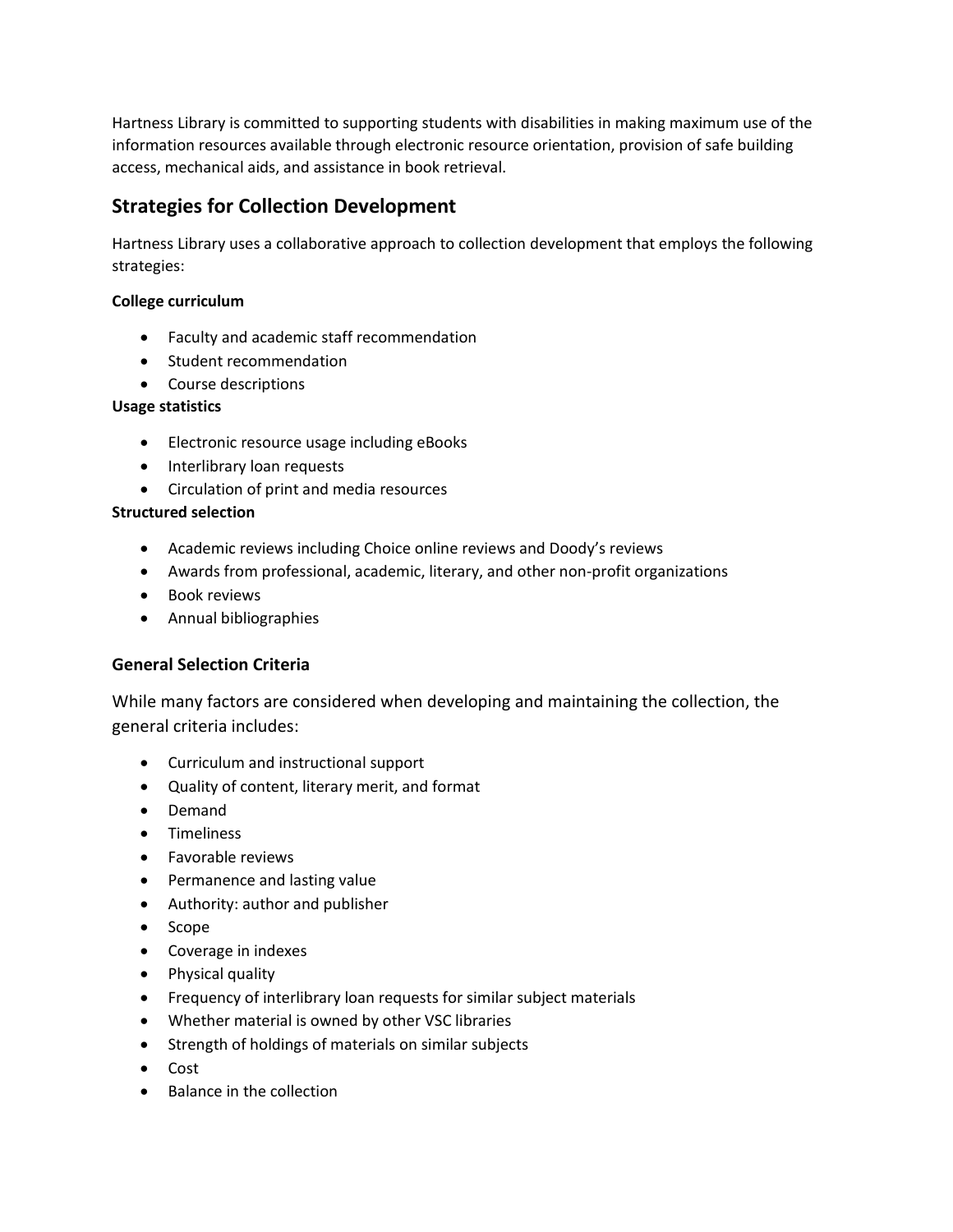Hartness Library is committed to supporting students with disabilities in making maximum use of the information resources available through electronic resource orientation, provision of safe building access, mechanical aids, and assistance in book retrieval.

## Strategies for Collection Development

Hartness Library uses a collaborative approach to collection development that employs the following strategies:

**College curriculum**

- Faculty and academic staff recommendation
- Student recommendation
- Course descriptions

**Usage statistics**

- Electronic resource usage including eBooks
- Interlibrary loan requests
- Circulation of print and media resources

**Structured selection**

- Academic reviews including Choice online reviews and Doody's reviews
- Awards from professional, academic, literary, and other non-profit organizations
- Book reviews
- Annual bibliographies

### General Selection Criteria

While many factors are considered when developing and maintaining the collection, the general criteria includes:

- Curriculum and instructional support
- Quality of content, literary merit, and format
- Demand
- Timeliness
- Favorable reviews
- Permanence and lasting value
- Authority: author and publisher
- Scope
- Coverage in indexes
- Physical quality
- Frequency of interlibrary loan requests for similar subject materials
- Whether material is owned by other VSC libraries
- Strength of holdings of materials on similar subjects
- Cost
- Balance in the collection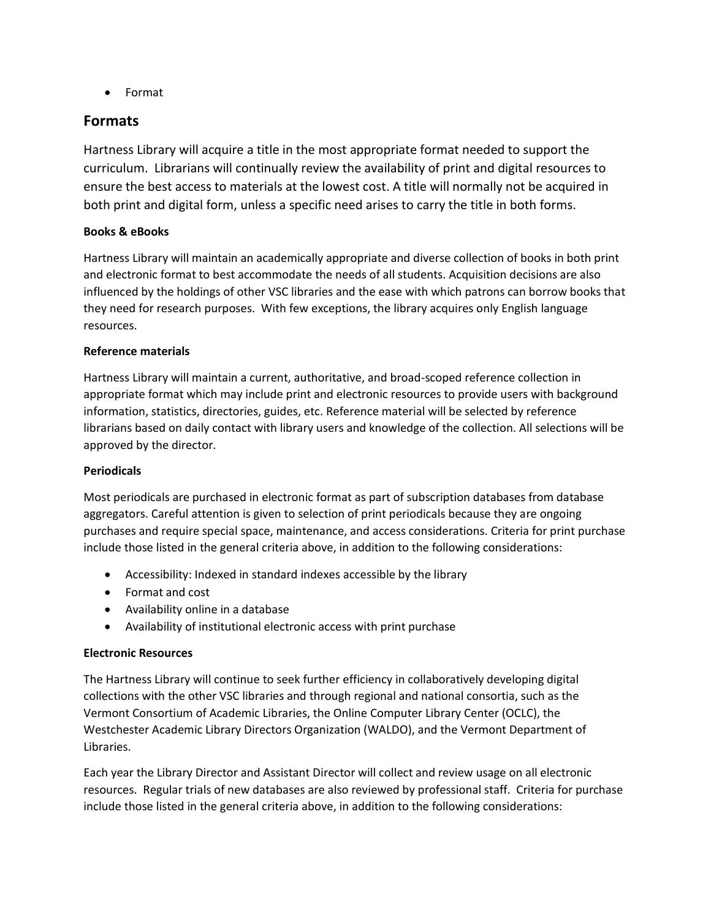- Format

## Formats

Hartness Library will acquire a title in the most appropriate format needed to support the curriculum. Librarians will continually review the availability of print and digital resources to ensure the best access to materials at the lowest cost. A title will normally not be acquired in both print and digital form, unless a specific need arises to carry the title in both forms.

**Books & eBooks**

Hartness Library will maintain an academically appropriate and diverse collection of books in both print and electronic format to best accommodate the needs of all students. Acquisition decisions are also influenced by the holdings of other VSC libraries and the ease with which patrons can borrow books that they need for research purposes. With few exceptions, the library acquires only English language resources.

**Reference materials**

Hartness Library will maintain a current, authoritative, and broad-scoped reference collection in appropriate format which may include print and electronic resources to provide users with background information, statistics, directories, guides, etc. Reference material will be selected by reference librarians based on daily contact with library users and knowledge of the collection. All selections will be approved by the director.

**Periodicals**

Most periodicals are purchased in electronic format as part of subscription databases from database aggregators. Careful attention is given to selection of print periodicals because they are ongoing purchases and require special space, maintenance, and access considerations. Criteria for print purchase include those listed in the general criteria above, in addition to the following considerations:

- Accessibility: Indexed in standard indexes accessible by the library
- Format and cost
- Availability online in a database
- Availability of institutional electronic access with print purchase

**Electronic Resources**

The Hartness Library will continue to seek further efficiency in collaboratively developing digital collections with the other VSC libraries and through regional and national consortia, such as the Vermont Consortium of Academic Libraries, the Online Computer Library Center (OCLC), the Westchester Academic Library Directors Organization (WALDO), and the Vermont Department of Libraries.

Each year the Library Director and Assistant Director will collect and review usage on all electronic resources. Regular trials of new databases are also reviewed by professional staff. Criteria for purchase include those listed in the general criteria above, in addition to the following considerations: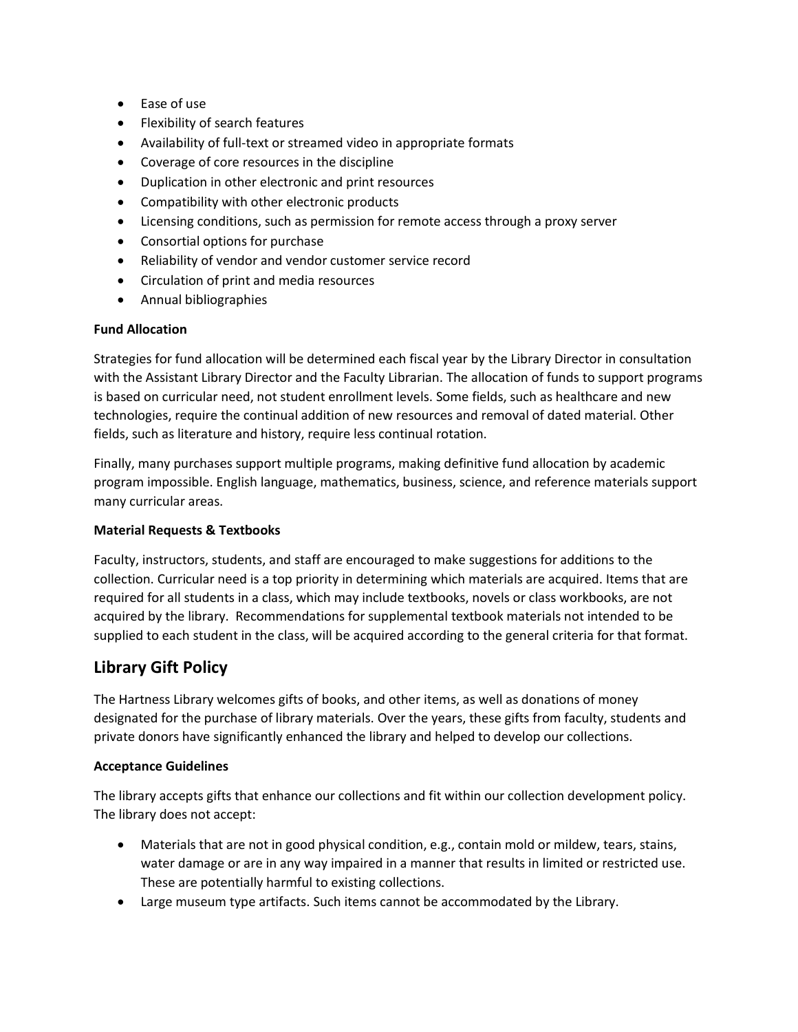- Ease of use
- Flexibility of search features
- Availability of full-text or streamed video in appropriate formats
- Coverage of core resources in the discipline
- Duplication in other electronic and print resources
- Compatibility with other electronic products
- Licensing conditions, such as permission for remote access through a proxy server
- Consortial options for purchase
- Reliability of vendor and vendor customer service record
- Circulation of print and media resources
- Annual bibliographies

**Fund Allocation**

Strategies for fund allocation will be determined each fiscal year by the Library Director in consultation with the Assistant Library Director and the Faculty Librarian. The allocation of funds to support programs is based on curricular need, not student enrollment levels. Some fields, such as healthcare and new technologies, require the continual addition of new resources and removal of dated material. Other fields, such as literature and history, require less continual rotation.

Finally, many purchases support multiple programs, making definitive fund allocation by academic program impossible. English language, mathematics, business, science, and reference materials support many curricular areas.

**Material Requests & Textbooks**

Faculty, instructors, students, and staff are encouraged to make suggestions for additions to the collection. Curricular need is a top priority in determining which materials are acquired. Items that are required for all students in a class, which may include textbooks, novels or class workbooks, are not acquired by the library. Recommendations for supplemental textbook materials not intended to be supplied to each student in the class, will be acquired according to the general criteria for that format.

## Library Gift Policy

The Hartness Library welcomes gifts of books, and other items, as well as donations of money designated for the purchase of library materials. Over the years, these gifts from faculty, students and private donors have significantly enhanced the library and helped to develop our collections.

**Acceptance Guidelines**

The library accepts gifts that enhance our collections and fit within our collection development policy. The library does not accept:

- Materials that are not in good physical condition, e.g., contain mold or mildew, tears, stains, water damage or are in any way impaired in a manner that results in limited or restricted use. These are potentially harmful to existing collections.
- Large museum type artifacts. Such items cannot be accommodated by the Library.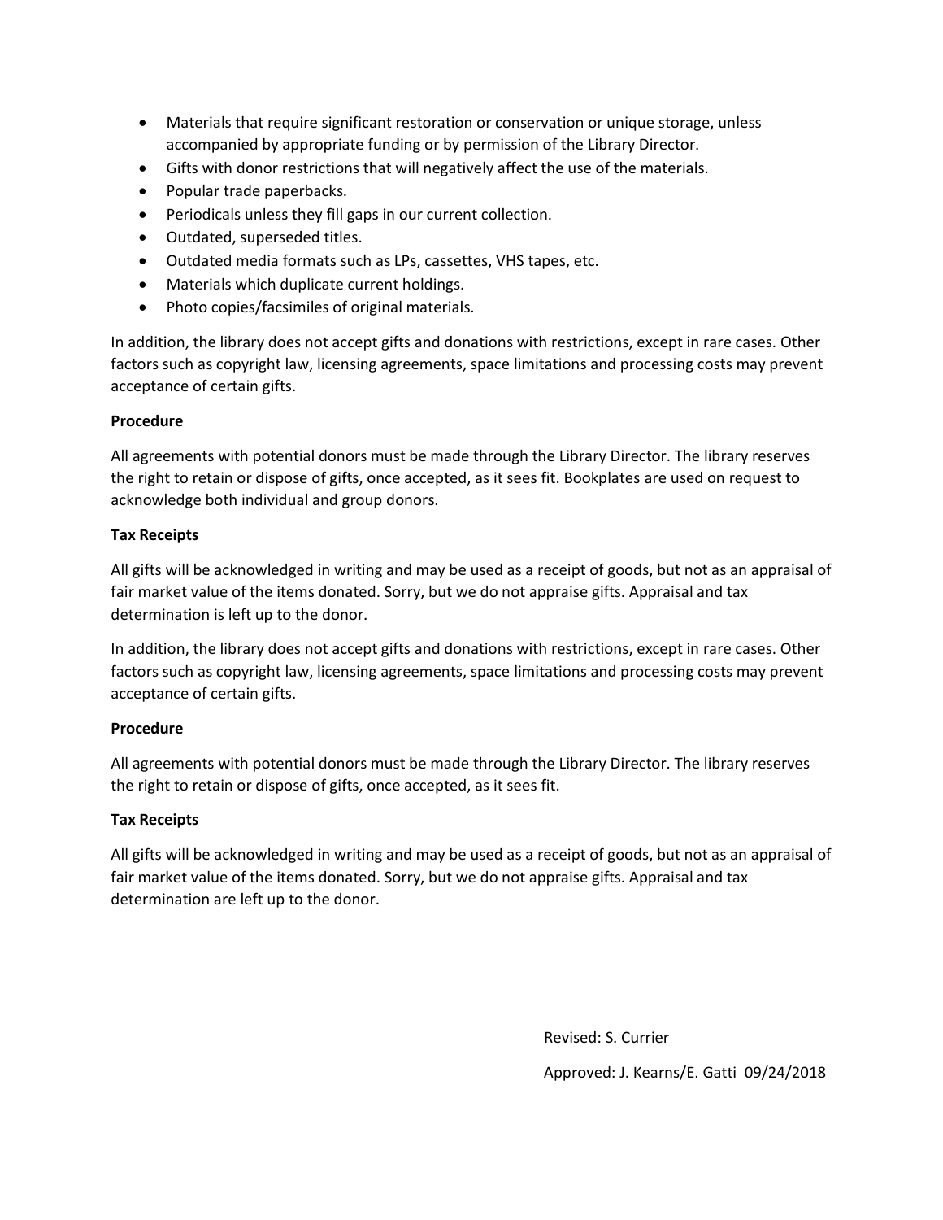- Materials that require significant restoration or conservation or unique storage, unless accompanied by appropriate funding or by permission of the Library Director.
- Gifts with donor restrictions that will negatively affect the use of the materials.
- Popular trade paperbacks.
- Periodicals unless they fill gaps in our current collection.
- Outdated, superseded titles.
- Outdated media formats such as LPs, cassettes, VHS tapes, etc.
- Materials which duplicate current holdings.
- Photo copies/facsimiles of original materials.

In addition, the library does not accept gifts and donations with restrictions, except in rare cases. Other factors such as copyright law, licensing agreements, space limitations and processing costs may prevent acceptance of certain gifts.

**Procedure**

All agreements with potential donors must be made through the Library Director. The library reserves the right to retain or dispose of gifts, once accepted, as it sees fit. Bookplates are used on request to acknowledge both individual and group donors.

**Tax Receipts**

All gifts will be acknowledged in writing and may be used as a receipt of goods, but not as an appraisal of fair market value of the items donated. Sorry, but we do not appraise gifts. Appraisal and tax determination is left up to the donor.

In addition, the library does not accept gifts and donations with restrictions, except in rare cases. Other factors such as copyright law, licensing agreements, space limitations and processing costs may prevent acceptance of certain gifts.

**Procedure**

All agreements with potential donors must be made through the Library Director. The library reserves the right to retain or dispose of gifts, once accepted, as it sees fit.

**Tax Receipts**

All gifts will be acknowledged in writing and may be used as a receipt of goods, but not as an appraisal of fair market value of the items donated. Sorry, but we do not appraise gifts. Appraisal and tax determination are left up to the donor.

Revised: S. Currier

Approved: J. Kearns/E. Gatti 09/24/2018